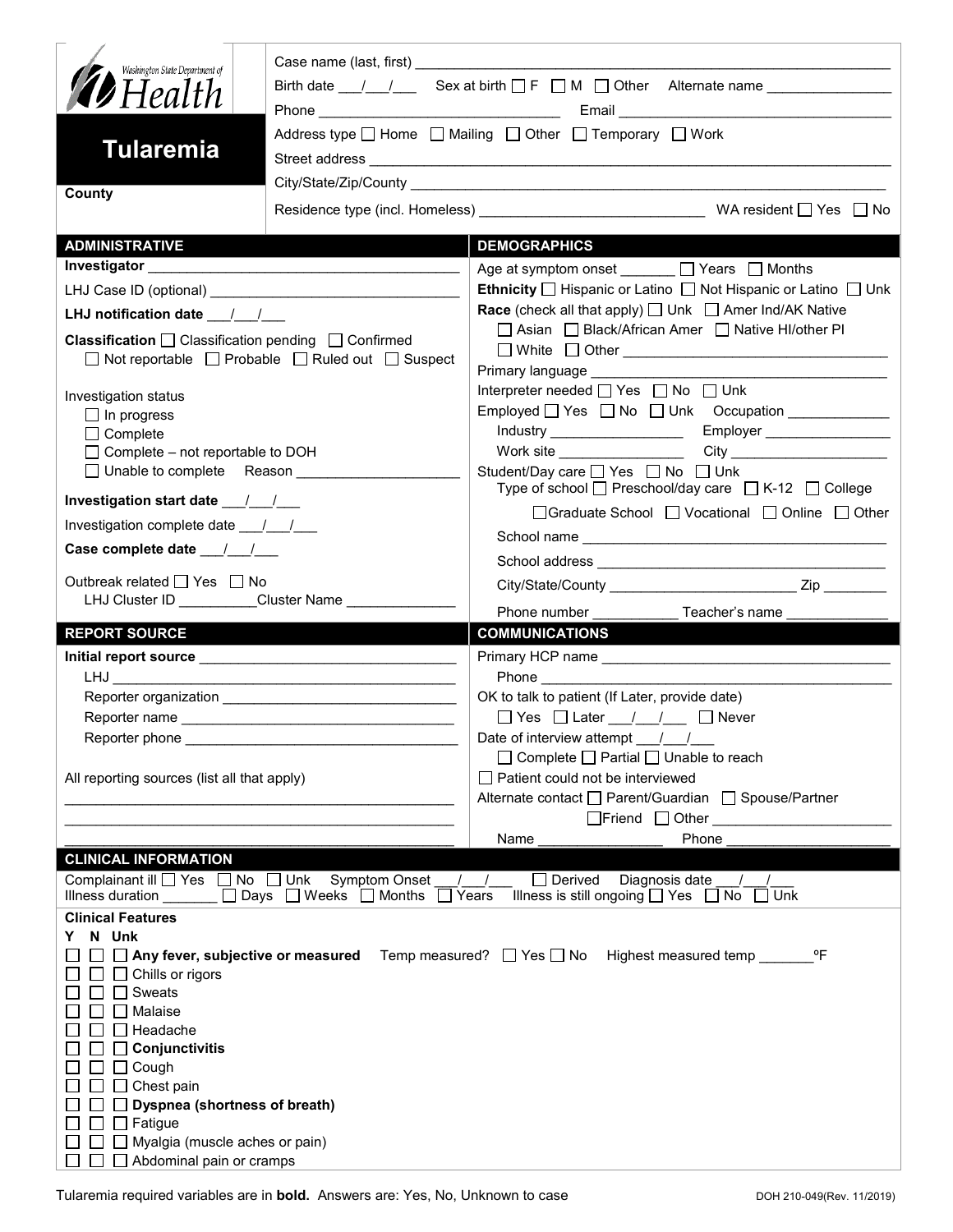Washington State Department of Health

# Tularemia

**County**

Case name (last, first) ___________________________________________

Birth date ___/___/___ Sex at birth ☐ F ☐ M ☐ Other Alternate name _______________

Phone ______________________________ Email ___________________________________

Address type ☐ Home ☐ Mailing ☐ Other ☐ Temporary ☐ Work

Street address ___________________________________________________________

City/State/Zip/County ______________________________________________________

Residence type (incl. Homeless) ____________________________ WA resident ☐ Yes ☐ No

## ADMINISTRATIVE

**Investigator** ______________________________________

LHJ Case ID (optional) _______________________________

**LHJ notification date** ___/___/___

**Classification** ☐ Classification pending ☐ Confirmed ☐ Not reportable ☐ Probable ☐ Ruled out ☐ Suspect

Investigation status
- ☐ In progress
- ☐ Complete
- ☐ Complete – not reportable to DOH
- ☐ Unable to complete Reason ____________________

**Investigation start date** ___/___/___

Investigation complete date ___/___/___

**Case complete date** ___/___/___

Outbreak related ☐ Yes ☐ No

LHJ Cluster ID __________Cluster Name _____________

## DEMOGRAPHICS

Age at symptom onset _______ ☐ Years ☐ Months

**Ethnicity** ☐ Hispanic or Latino ☐ Not Hispanic or Latino ☐ Unk

**Race** (check all that apply) ☐ Unk ☐ Amer Ind/AK Native ☐ Asian ☐ Black/African Amer ☐ Native HI/other PI ☐ White ☐ Other ________________________________

Primary language ____________________________________

Interpreter needed ☐ Yes ☐ No ☐ Unk

Employed ☐ Yes ☐ No ☐ Unk Occupation ____________

Industry _________________ Employer ________________

Work site ________________ City ____________________

Student/Day care ☐ Yes ☐ No ☐ Unk

Type of school ☐ Preschool/day care ☐ K-12 ☐ College ☐ Graduate School ☐ Vocational ☐ Online ☐ Other

School name _______________________________________

School address _____________________________________

City/State/County _______________________ Zip ________

Phone number ___________ Teacher's name _____________

## REPORT SOURCE

**Initial report source** _______________________________

LHJ ____________________________________________

Reporter organization ______________________________

Reporter name ___________________________________

Reporter phone ___________________________________

All reporting sources (list all that apply)

_________________________________________________

_________________________________________________

_________________________________________________

## COMMUNICATIONS

Primary HCP name ___________________________________

Phone _____________________________________________

OK to talk to patient (If Later, provide date)

☐ Yes ☐ Later ___/___/___ ☐ Never

Date of interview attempt ___/___/___

☐ Complete ☐ Partial ☐ Unable to reach

☐ Patient could not be interviewed

Alternate contact ☐ Parent/Guardian ☐ Spouse/Partner ☐ Friend ☐ Other ______________________

Name ________________ Phone ____________________

## CLINICAL INFORMATION

Complainant ill ☐ Yes ☐ No ☐ Unk Symptom Onset ___/___/___ ☐ Derived Diagnosis date ___/___/___

Illness duration _______ ☐ Days ☐ Weeks ☐ Months ☐ Years Illness is still ongoing ☐ Yes ☐ No ☐ Unk

**Clinical Features**

| Y | N | Unk | |
|---|---|---|---|
| ☐ | ☐ | ☐ | **Any fever, subjective or measured** Temp measured? ☐ Yes ☐ No Highest measured temp _______ºF |
| ☐ | ☐ | ☐ | Chills or rigors |
| ☐ | ☐ | ☐ | Sweats |
| ☐ | ☐ | ☐ | Malaise |
| ☐ | ☐ | ☐ | Headache |
| ☐ | ☐ | ☐ | **Conjunctivitis** |
| ☐ | ☐ | ☐ | Cough |
| ☐ | ☐ | ☐ | Chest pain |
| ☐ | ☐ | ☐ | **Dyspnea (shortness of breath)** |
| ☐ | ☐ | ☐ | Fatigue |
| ☐ | ☐ | ☐ | Myalgia (muscle aches or pain) |
| ☐ | ☐ | ☐ | Abdominal pain or cramps |

Tularemia required variables are in **bold**. Answers are: Yes, No, Unknown to case

DOH 210-049(Rev. 11/2019)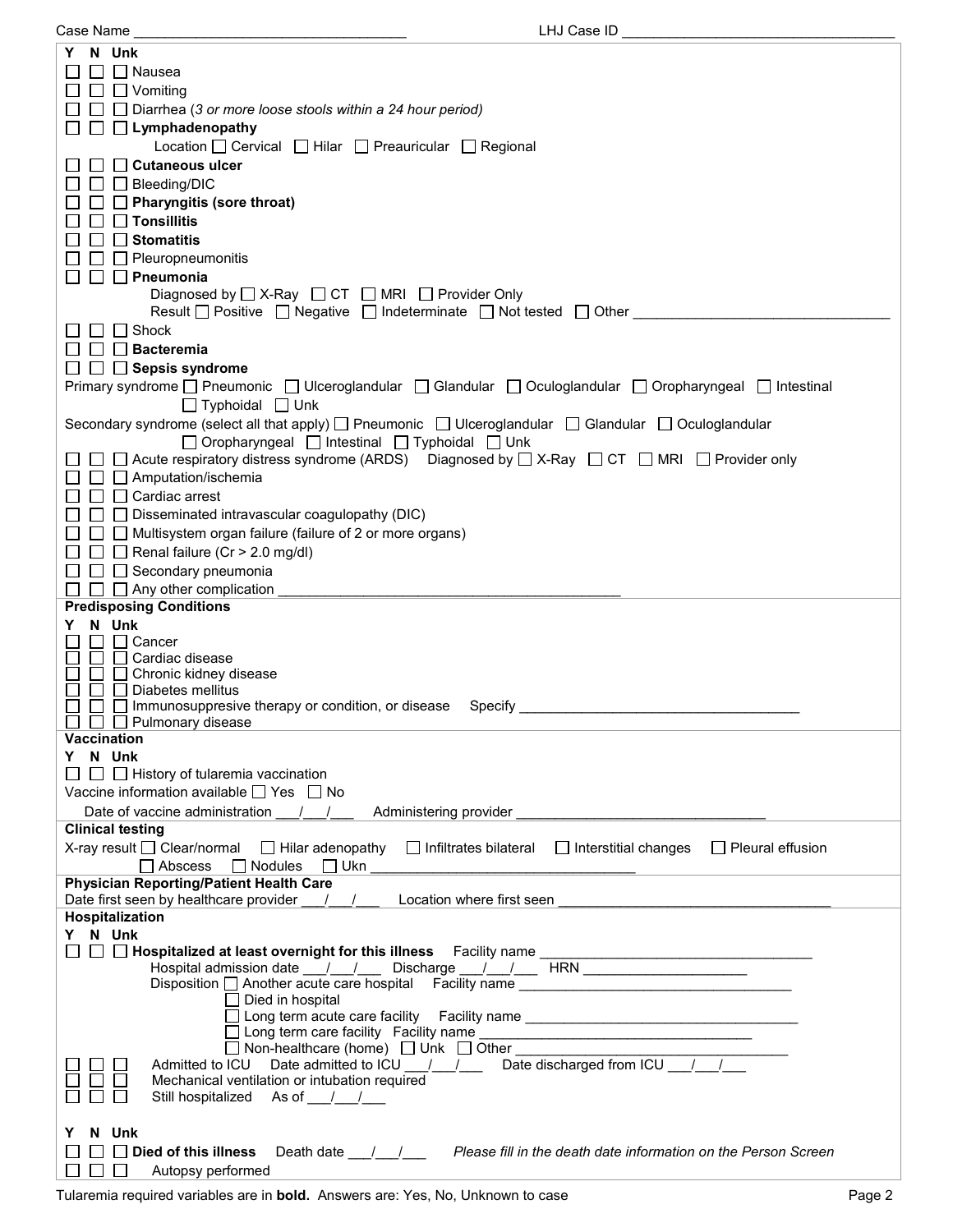Case Name ________________________________ LHJ Case ID ________________________________

Y N Unk

☐ ☐ ☐ Nausea
☐ ☐ ☐ Vomiting
☐ ☐ ☐ Diarrhea (*3 or more loose stools within a 24 hour period*)
☐ ☐ ☐ **Lymphadenopathy**
Location ☐ Cervical ☐ Hilar ☐ Preauricular ☐ Regional
☐ ☐ ☐ **Cutaneous ulcer**
☐ ☐ ☐ Bleeding/DIC
☐ ☐ ☐ **Pharyngitis (sore throat)**
☐ ☐ ☐ **Tonsillitis**
☐ ☐ ☐ **Stomatitis**
☐ ☐ ☐ Pleuropneumonitis
☐ ☐ ☐ **Pneumonia**
Diagnosed by ☐ X-Ray ☐ CT ☐ MRI ☐ Provider Only
Result ☐ Positive ☐ Negative ☐ Indeterminate ☐ Not tested ☐ Other ________________________________
☐ ☐ ☐ Shock
☐ ☐ ☐ **Bacteremia**
☐ ☐ ☐ **Sepsis syndrome**

Primary syndrome ☐ Pneumonic ☐ Ulceroglandular ☐ Glandular ☐ Oculoglandular ☐ Oropharyngeal ☐ Intestinal ☐ Typhoidal ☐ Unk

Secondary syndrome (select all that apply) ☐ Pneumonic ☐ Ulceroglandular ☐ Glandular ☐ Oculoglandular ☐ Oropharyngeal ☐ Intestinal ☐ Typhoidal ☐ Unk

☐ ☐ ☐ Acute respiratory distress syndrome (ARDS) Diagnosed by ☐ X-Ray ☐ CT ☐ MRI ☐ Provider only
☐ ☐ ☐ Amputation/ischemia
☐ ☐ ☐ Cardiac arrest
☐ ☐ ☐ Disseminated intravascular coagulopathy (DIC)
☐ ☐ ☐ Multisystem organ failure (failure of 2 or more organs)
☐ ☐ ☐ Renal failure (Cr > 2.0 mg/dl)
☐ ☐ ☐ Secondary pneumonia
☐ ☐ ☐ Any other complication ________________________________

**Predisposing Conditions**

Y N Unk

☐ ☐ ☐ Cancer
☐ ☐ ☐ Cardiac disease
☐ ☐ ☐ Chronic kidney disease
☐ ☐ ☐ Diabetes mellitus
☐ ☐ ☐ Immunosuppresive therapy or condition, or disease Specify ________________________________
☐ ☐ ☐ Pulmonary disease

**Vaccination**

Y N Unk

☐ ☐ ☐ History of tularemia vaccination

Vaccine information available ☐ Yes ☐ No

Date of vaccine administration ___/___/___ Administering provider ________________________________

**Clinical testing**

X-ray result ☐ Clear/normal ☐ Hilar adenopathy ☐ Infiltrates bilateral ☐ Interstitial changes ☐ Pleural effusion ☐ Abscess ☐ Nodules ☐ Ukn ________________________________

**Physician Reporting/Patient Health Care**

Date first seen by healthcare provider ___/___/___ Location where first seen ________________________________

**Hospitalization**

Y N Unk

☐ ☐ ☐ **Hospitalized at least overnight for this illness** Facility name ________________________________
Hospital admission date ___/___/___ Discharge ___/___/___ HRN ____________________
Disposition ☐ Another acute care hospital Facility name ________________________________
☐ Died in hospital
☐ Long term acute care facility Facility name ________________________________
☐ Long term care facility Facility name ________________________________
☐ Non-healthcare (home) ☐ Unk ☐ Other ________________________________
☐ ☐ ☐ Admitted to ICU Date admitted to ICU ___/___/___ Date discharged from ICU ___/___/___
☐ ☐ ☐ Mechanical ventilation or intubation required
☐ ☐ ☐ Still hospitalized As of ___/___/___

Y N Unk

☐ ☐ ☐ **Died of this illness** Death date ___/___/___ *Please fill in the death date information on the Person Screen*
☐ ☐ ☐ Autopsy performed

Tularemia required variables are in **bold**. Answers are: Yes, No, Unknown to case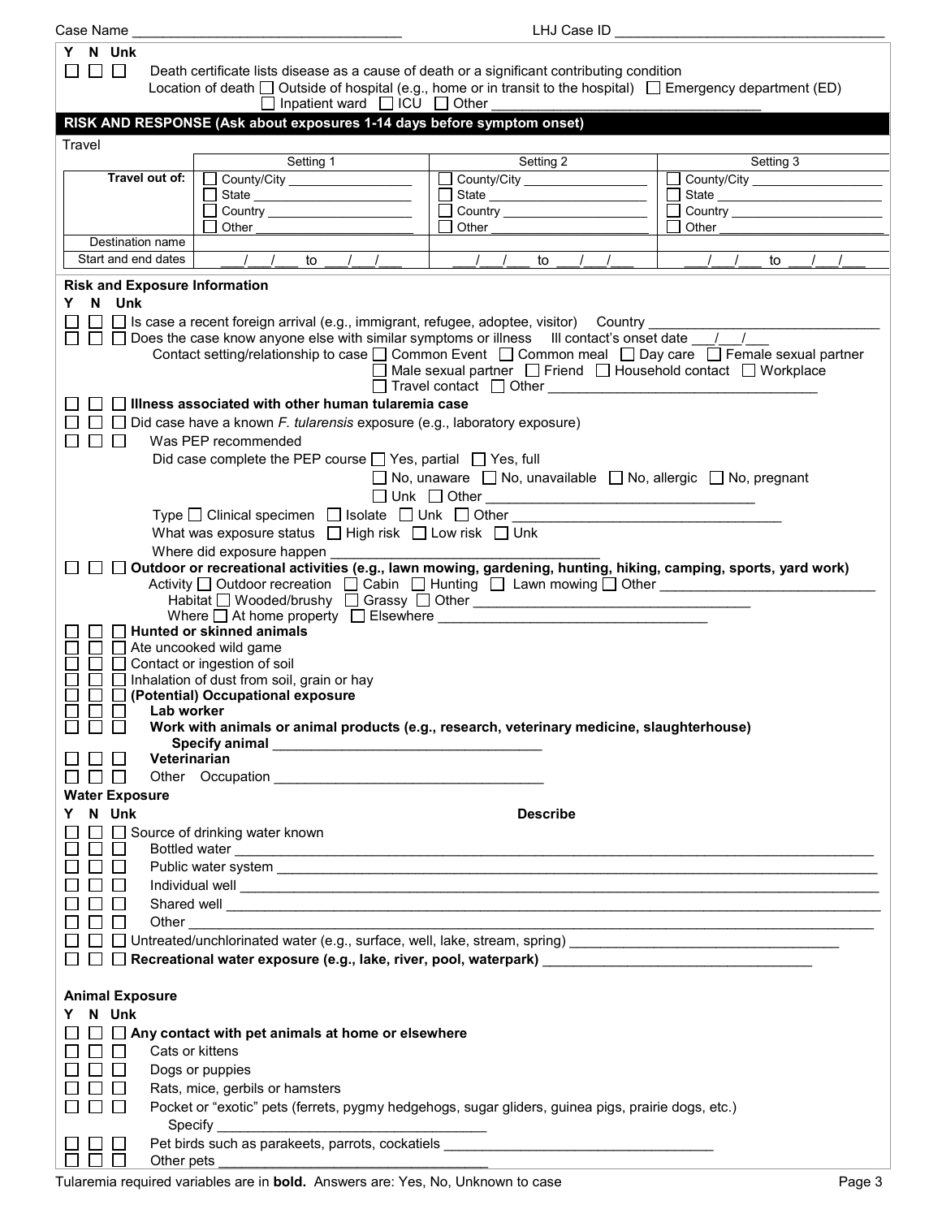Case Name ______________________________ LHJ Case ID ______________________________

**Y N Unk**

☐ ☐ ☐ Death certificate lists disease as a cause of death or a significant contributing condition
Location of death ☐ Outside of hospital (e.g., home or in transit to the hospital) ☐ Emergency department (ED) ☐ Inpatient ward ☐ ICU ☐ Other ______________________________

## RISK AND RESPONSE (Ask about exposures 1-14 days before symptom onset)

Travel

| | Setting 1 | Setting 2 | Setting 3 |
|---|---|---|---|
| **Travel out of:** | ☐ County/City ________ ☐ State ________ ☐ Country ________ ☐ Other ________ | ☐ County/City ________ ☐ State ________ ☐ Country ________ ☐ Other ________ | ☐ County/City ________ ☐ State ________ ☐ Country ________ ☐ Other ________ |
| Destination name | | | |
| Start and end dates | ___/___/___ to ___/___/___ | ___/___/___ to ___/___/___ | ___/___/___ to ___/___/___ |

**Risk and Exposure Information**

**Y N Unk**

☐ ☐ ☐ Is case a recent foreign arrival (e.g., immigrant, refugee, adoptee, visitor) Country ______________________________
☐ ☐ ☐ Does the case know anyone else with similar symptoms or illness Ill contact's onset date ___/___/___
Contact setting/relationship to case ☐ Common Event ☐ Common meal ☐ Day care ☐ Female sexual partner ☐ Male sexual partner ☐ Friend ☐ Household contact ☐ Workplace ☐ Travel contact ☐ Other ______________________________
☐ ☐ ☐ **Illness associated with other human tularemia case**
☐ ☐ ☐ Did case have a known *F. tularensis* exposure (e.g., laboratory exposure)
☐ ☐ ☐ Was PEP recommended
Did case complete the PEP course ☐ Yes, partial ☐ Yes, full ☐ No, unaware ☐ No, unavailable ☐ No, allergic ☐ No, pregnant ☐ Unk ☐ Other ______________________________
Type ☐ Clinical specimen ☐ Isolate ☐ Unk ☐ Other ______________________________
What was exposure status ☐ High risk ☐ Low risk ☐ Unk
Where did exposure happen ______________________________
☐ ☐ ☐ **Outdoor or recreational activities (e.g., lawn mowing, gardening, hunting, hiking, camping, sports, yard work)**
Activity ☐ Outdoor recreation ☐ Cabin ☐ Hunting ☐ Lawn mowing ☐ Other ______________________________
Habitat ☐ Wooded/brushy ☐ Grassy ☐ Other ______________________________
Where ☐ At home property ☐ Elsewhere ______________________________
☐ ☐ ☐ **Hunted or skinned animals**
☐ ☐ ☐ Ate uncooked wild game
☐ ☐ ☐ Contact or ingestion of soil
☐ ☐ ☐ Inhalation of dust from soil, grain or hay
☐ ☐ ☐ **(Potential) Occupational exposure**
☐ ☐ ☐ **Lab worker**
☐ ☐ ☐ **Work with animals or animal products (e.g., research, veterinary medicine, slaughterhouse)**
**Specify animal** ______________________________
☐ ☐ ☐ **Veterinarian**
☐ ☐ ☐ Other Occupation ______________________________

**Water Exposure**

**Y N Unk** **Describe**

☐ ☐ ☐ Source of drinking water known
☐ ☐ ☐ Bottled water ______________________________
☐ ☐ ☐ Public water system ______________________________
☐ ☐ ☐ Individual well ______________________________
☐ ☐ ☐ Shared well ______________________________
☐ ☐ ☐ Other ______________________________
☐ ☐ ☐ Untreated/unchlorinated water (e.g., surface, well, lake, stream, spring) ______________________________
☐ ☐ ☐ **Recreational water exposure (e.g., lake, river, pool, waterpark)** ______________________________

**Animal Exposure**

**Y N Unk**

☐ ☐ ☐ **Any contact with pet animals at home or elsewhere**
☐ ☐ ☐ Cats or kittens
☐ ☐ ☐ Dogs or puppies
☐ ☐ ☐ Rats, mice, gerbils or hamsters
☐ ☐ ☐ Pocket or "exotic" pets (ferrets, pygmy hedgehogs, sugar gliders, guinea pigs, prairie dogs, etc.)
Specify ______________________________
☐ ☐ ☐ Pet birds such as parakeets, parrots, cockatiels ______________________________
☐ ☐ ☐ Other pets ______________________________

Tularemia required variables are in **bold**. Answers are: Yes, No, Unknown to case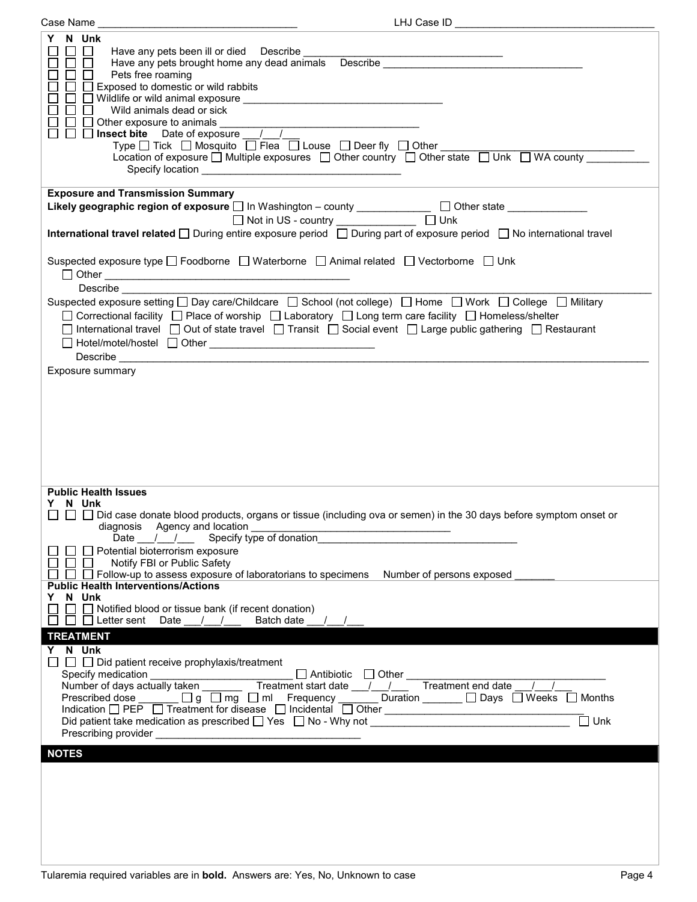Case Name ___________________________ LHJ Case ID ___________________________

Y N Unk

☐ ☐ ☐ Have any pets been ill or died Describe ___________________________

☐ ☐ ☐ Have any pets brought home any dead animals Describe ___________________________

☐ ☐ ☐ Pets free roaming

☐ ☐ ☐ Exposed to domestic or wild rabbits

☐ ☐ ☐ Wildlife or wild animal exposure ___________________________

☐ ☐ ☐ Wild animals dead or sick

☐ ☐ ☐ Other exposure to animals ___________________________

☐ ☐ ☐ **Insect bite** Date of exposure ___/___/___

Type ☐ Tick ☐ Mosquito ☐ Flea ☐ Louse ☐ Deer fly ☐ Other ___________________________

Location of exposure ☐ Multiple exposures ☐ Other country ☐ Other state ☐ Unk ☐ WA county ___________

Specify location ___________________________

**Exposure and Transmission Summary**

**Likely geographic region of exposure** ☐ In Washington – county ___________ ☐ Other state ___________

☐ Not in US - country ___________ ☐ Unk

**International travel related** ☐ During entire exposure period ☐ During part of exposure period ☐ No international travel

Suspected exposure type ☐ Foodborne ☐ Waterborne ☐ Animal related ☐ Vectorborne ☐ Unk

☐ Other ___________________________

Describe ___________________________

Suspected exposure setting ☐ Day care/Childcare ☐ School (not college) ☐ Home ☐ Work ☐ College ☐ Military

☐ Correctional facility ☐ Place of worship ☐ Laboratory ☐ Long term care facility ☐ Homeless/shelter

☐ International travel ☐ Out of state travel ☐ Transit ☐ Social event ☐ Large public gathering ☐ Restaurant

☐ Hotel/motel/hostel ☐ Other ___________________________

Describe ___________________________

Exposure summary

**Public Health Issues**

Y N Unk

☐ ☐ ☐ Did case donate blood products, organs or tissue (including ova or semen) in the 30 days before symptom onset or diagnosis Agency and location ___________________________

Date ___/___/___ Specify type of donation___________________________

☐ ☐ ☐ Potential bioterrorism exposure

☐ ☐ ☐ Notify FBI or Public Safety

☐ ☐ ☐ Follow-up to assess exposure of laboratorians to specimens Number of persons exposed _______

**Public Health Interventions/Actions**

Y N Unk

☐ ☐ ☐ Notified blood or tissue bank (if recent donation)

☐ ☐ ☐ Letter sent Date ___/___/___ Batch date ___/___/___

## TREATMENT

Y N Unk

☐ ☐ ☐ Did patient receive prophylaxis/treatment

Specify medication ___________________ ☐ Antibiotic ☐ Other ___________________

Number of days actually taken _______ Treatment start date ___/___/___ Treatment end date ___/___/___

Prescribed dose _______ ☐ g ☐ mg ☐ ml Frequency _______ Duration _______ ☐ Days ☐ Weeks ☐ Months

Indication ☐ PEP ☐ Treatment for disease ☐ Incidental ☐ Other ___________________________

Did patient take medication as prescribed ☐ Yes ☐ No - Why not ___________________________ ☐ Unk

Prescribing provider ___________________________

## NOTES

Tularemia required variables are in **bold**. Answers are: Yes, No, Unknown to case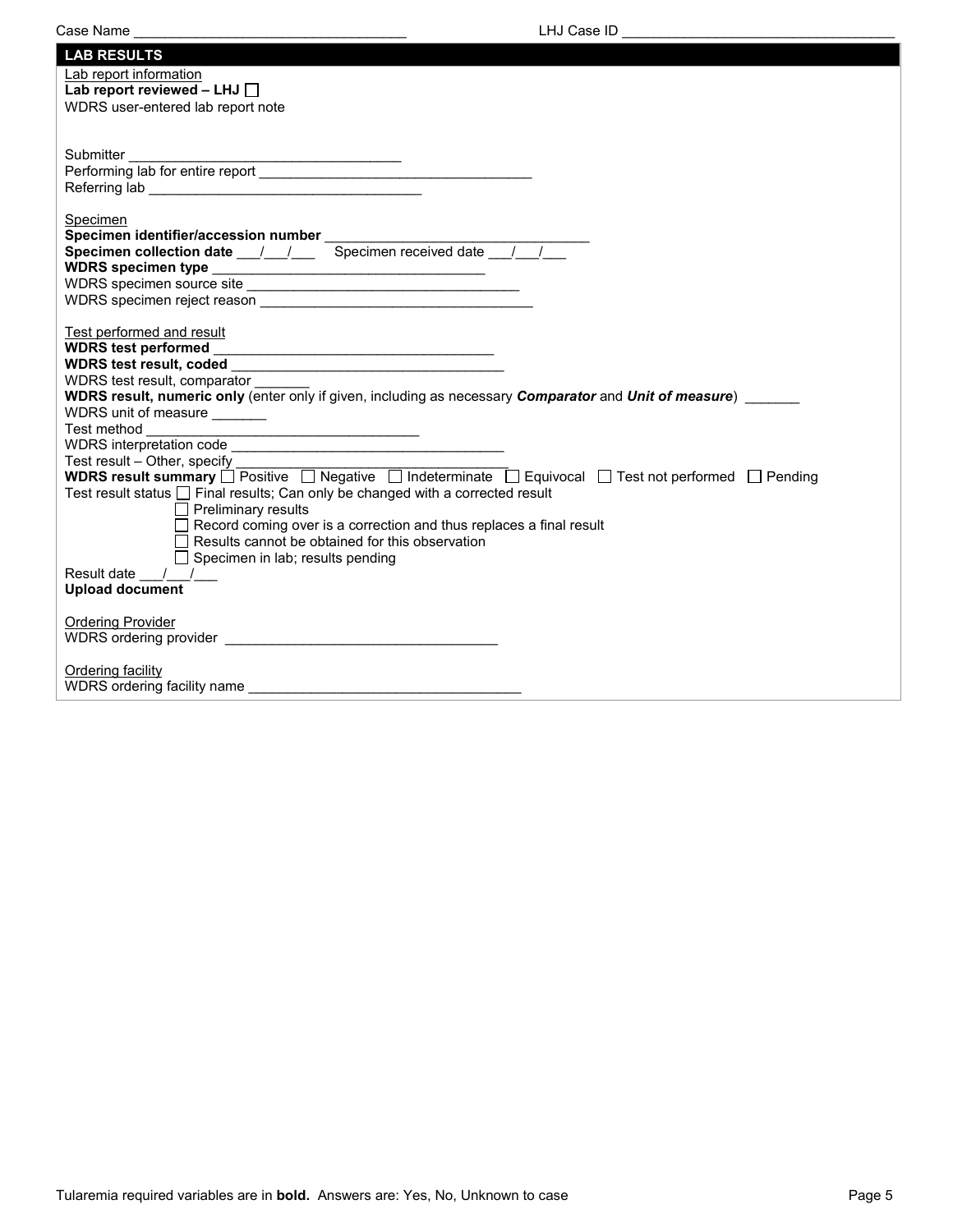Case Name ___________________________________ LHJ Case ID ___________________________________

## LAB RESULTS

Lab report information

**Lab report reviewed – LHJ** ☐

WDRS user-entered lab report note

Submitter ___________________________________

Performing lab for entire report ___________________________________

Referring lab ___________________________________

Specimen

**Specimen identifier/accession number** ___________________________________

**Specimen collection date** ___/___/___ Specimen received date ___/___/___

**WDRS specimen type** ___________________________________

WDRS specimen source site ___________________________________

WDRS specimen reject reason ___________________________________

Test performed and result

**WDRS test performed** ___________________________________

**WDRS test result, coded** ___________________________________

WDRS test result, comparator _______

**WDRS result, numeric only** (enter only if given, including as necessary ***Comparator*** and ***Unit of measure***) _______

WDRS unit of measure _______

Test method ___________________________________

WDRS interpretation code ___________________________________

Test result – Other, specify ___________________________________

**WDRS result summary** ☐ Positive ☐ Negative ☐ Indeterminate ☐ Equivocal ☐ Test not performed ☐ Pending

Test result status ☐ Final results; Can only be changed with a corrected result
☐ Preliminary results
☐ Record coming over is a correction and thus replaces a final result
☐ Results cannot be obtained for this observation
☐ Specimen in lab; results pending

Result date ___/___/___

**Upload document**

Ordering Provider

WDRS ordering provider ___________________________________

Ordering facility

WDRS ordering facility name ___________________________________

Tularemia required variables are in **bold**. Answers are: Yes, No, Unknown to case